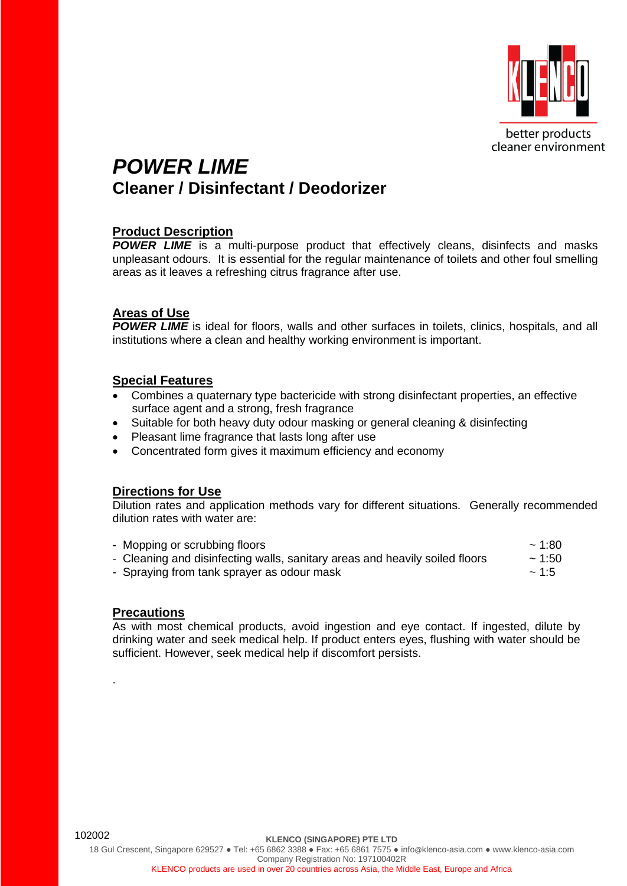better products
cleaner environment

# *POWER LIME*

## Cleaner / Disinfectant / Deodorizer

### Product Description

***POWER LIME*** is a multi-purpose product that effectively cleans, disinfects and masks unpleasant odours. It is essential for the regular maintenance of toilets and other foul smelling areas as it leaves a refreshing citrus fragrance after use.

### Areas of Use

***POWER LIME*** is ideal for floors, walls and other surfaces in toilets, clinics, hospitals, and all institutions where a clean and healthy working environment is important.

### Special Features

- Combines a quaternary type bactericide with strong disinfectant properties, an effective surface agent and a strong, fresh fragrance
- Suitable for both heavy duty odour masking or general cleaning & disinfecting
- Pleasant lime fragrance that lasts long after use
- Concentrated form gives it maximum efficiency and economy

### Directions for Use

Dilution rates and application methods vary for different situations. Generally recommended dilution rates with water are:

| | |
|---|---|
| - Mopping or scrubbing floors | ~ 1:80 |
| - Cleaning and disinfecting walls, sanitary areas and heavily soiled floors | ~ 1:50 |
| - Spraying from tank sprayer as odour mask | ~ 1:5 |

### Precautions

As with most chemical products, avoid ingestion and eye contact. If ingested, dilute by drinking water and seek medical help. If product enters eyes, flushing with water should be sufficient. However, seek medical help if discomfort persists.

.

102002

**KLENCO (SINGAPORE) PTE LTD**
18 Gul Crescent, Singapore 629527 ● Tel: +65 6862 3388 ● Fax: +65 6861 7575 ● info@klenco-asia.com ● www.klenco-asia.com
Company Registration No: 197100402R
KLENCO products are used in over 20 countries across Asia, the Middle East, Europe and Africa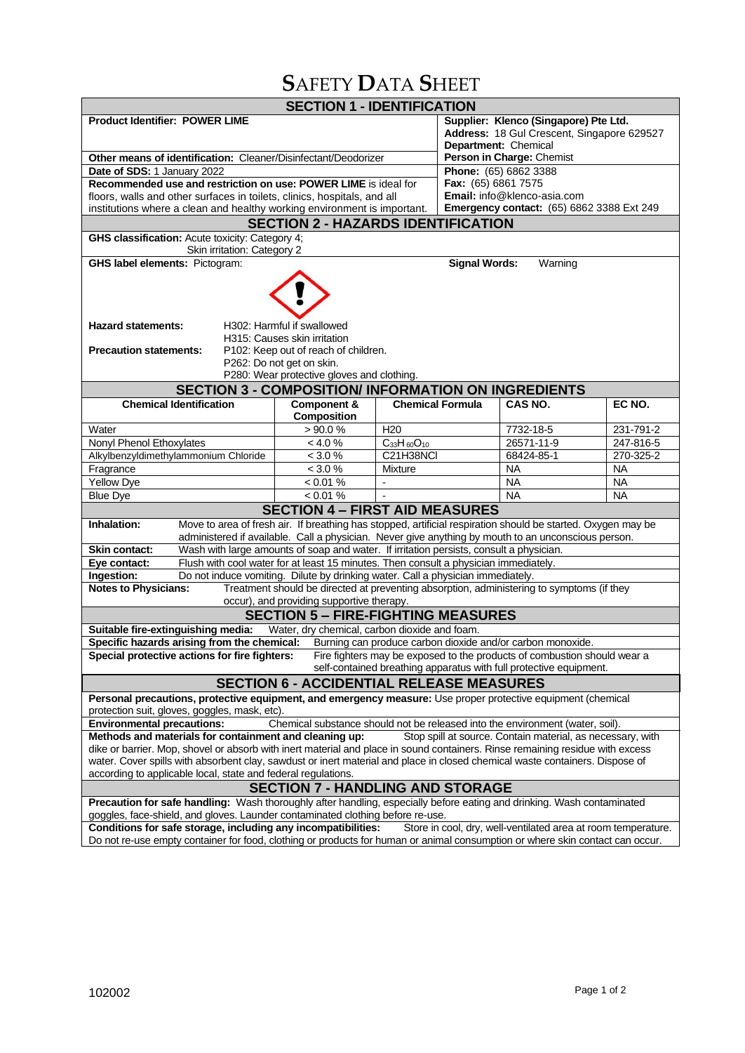# SAFETY DATA SHEET

## SECTION 1 - IDENTIFICATION

**Product Identifier: POWER LIME**

**Other means of identification:** Cleaner/Disinfectant/Deodorizer

**Date of SDS:** 1 January 2022

**Recommended use and restriction on use: POWER LIME** is ideal for floors, walls and other surfaces in toilets, clinics, hospitals, and all institutions where a clean and healthy working environment is important.

**Supplier: Klenco (Singapore) Pte Ltd.**
**Address:** 18 Gul Crescent, Singapore 629527
**Department:** Chemical
**Person in Charge:** Chemist
**Phone:** (65) 6862 3388
**Fax:** (65) 6861 7575
**Email:** info@klenco-asia.com
**Emergency contact:** (65) 6862 3388 Ext 249

## SECTION 2 - HAZARDS IDENTIFICATION

**GHS classification:** Acute toxicity: Category 4;
Skin irritation: Category 2

**GHS label elements:** Pictogram:

**Signal Words:** Warning

**Hazard statements:**
H302: Harmful if swallowed
H315: Causes skin irritation

**Precaution statements:**
P102: Keep out of reach of children.
P262: Do not get on skin.
P280: Wear protective gloves and clothing.

## SECTION 3 - COMPOSITION/ INFORMATION ON INGREDIENTS

| Chemical Identification | Component & Composition | Chemical Formula | CAS NO. | EC NO. |
|---|---|---|---|---|
| Water | > 90.0 % | H20 | 7732-18-5 | 231-791-2 |
| Nonyl Phenol Ethoxylates | < 4.0 % | $C_{33}H_{60}O_{10}$ | 26571-11-9 | 247-816-5 |
| Alkylbenzyldimethylammonium Chloride | < 3.0 % | C21H38NCl | 68424-85-1 | 270-325-2 |
| Fragrance | < 3.0 % | Mixture | NA | NA |
| Yellow Dye | < 0.01 % | - | NA | NA |
| Blue Dye | < 0.01 % | - | NA | NA |

## SECTION 4 – FIRST AID MEASURES

**Inhalation:** Move to area of fresh air. If breathing has stopped, artificial respiration should be started. Oxygen may be administered if available. Call a physician. Never give anything by mouth to an unconscious person.

**Skin contact:** Wash with large amounts of soap and water. If irritation persists, consult a physician.

**Eye contact:** Flush with cool water for at least 15 minutes. Then consult a physician immediately.

**Ingestion:** Do not induce vomiting. Dilute by drinking water. Call a physician immediately.

**Notes to Physicians:** Treatment should be directed at preventing absorption, administering to symptoms (if they occur), and providing supportive therapy.

## SECTION 5 – FIRE-FIGHTING MEASURES

**Suitable fire-extinguishing media:** Water, dry chemical, carbon dioxide and foam.

**Specific hazards arising from the chemical:** Burning can produce carbon dioxide and/or carbon monoxide.

**Special protective actions for fire fighters:** Fire fighters may be exposed to the products of combustion should wear a self-contained breathing apparatus with full protective equipment.

## SECTION 6 - ACCIDENTIAL RELEASE MEASURES

**Personal precautions, protective equipment, and emergency measure:** Use proper protective equipment (chemical protection suit, gloves, goggles, mask, etc).

**Environmental precautions:** Chemical substance should not be released into the environment (water, soil).

**Methods and materials for containment and cleaning up:** Stop spill at source. Contain material, as necessary, with dike or barrier. Mop, shovel or absorb with inert material and place in sound containers. Rinse remaining residue with excess water. Cover spills with absorbent clay, sawdust or inert material and place in closed chemical waste containers. Dispose of according to applicable local, state and federal regulations.

## SECTION 7 - HANDLING AND STORAGE

**Precaution for safe handling:** Wash thoroughly after handling, especially before eating and drinking. Wash contaminated goggles, face-shield, and gloves. Launder contaminated clothing before re-use.

**Conditions for safe storage, including any incompatibilities:** Store in cool, dry, well-ventilated area at room temperature. Do not re-use empty container for food, clothing or products for human or animal consumption or where skin contact can occur.

102002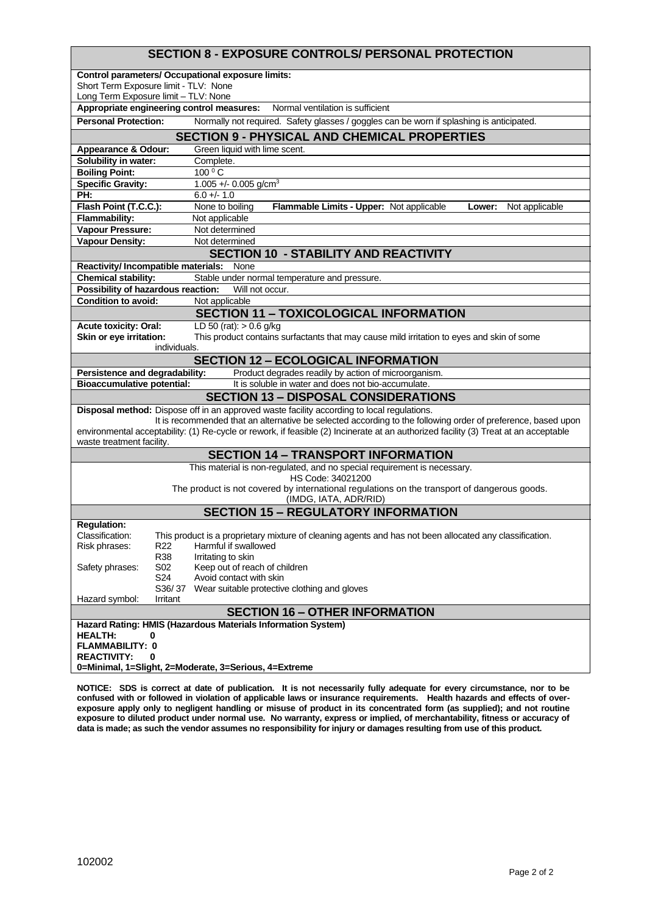## SECTION 8 - EXPOSURE CONTROLS/ PERSONAL PROTECTION

**Control parameters/ Occupational exposure limits:**
Short Term Exposure limit - TLV: None
Long Term Exposure limit – TLV: None

**Appropriate engineering control measures:** Normal ventilation is sufficient

**Personal Protection:** Normally not required. Safety glasses / goggles can be worn if splashing is anticipated.

## SECTION 9 - PHYSICAL AND CHEMICAL PROPERTIES

| | |
|---|---|
| **Appearance & Odour:** | Green liquid with lime scent. |
| **Solubility in water:** | Complete. |
| **Boiling Point:** | $100^0$ C |
| **Specific Gravity:** | 1.005 +/- 0.005 g/cm$^3$ |
| **PH:** | 6.0 +/- 1.0 |
| **Flash Point (T.C.C.):** | None to boiling **Flammable Limits - Upper:** Not applicable **Lower:** Not applicable |
| **Flammability:** | Not applicable |
| **Vapour Pressure:** | Not determined |
| **Vapour Density:** | Not determined |

## SECTION 10 - STABILITY AND REACTIVITY

**Reactivity/ Incompatible materials:** None
**Chemical stability:** Stable under normal temperature and pressure.
**Possibility of hazardous reaction:** Will not occur.
**Condition to avoid:** Not applicable

## SECTION 11 – TOXICOLOGICAL INFORMATION

**Acute toxicity: Oral:** LD 50 (rat): > 0.6 g/kg
**Skin or eye irritation:** This product contains surfactants that may cause mild irritation to eyes and skin of some individuals.

## SECTION 12 – ECOLOGICAL INFORMATION

**Persistence and degradability:** Product degrades readily by action of microorganism.
**Bioaccumulative potential:** It is soluble in water and does not bio-accumulate.

## SECTION 13 – DISPOSAL CONSIDERATIONS

**Disposal method:** Dispose off in an approved waste facility according to local regulations.
It is recommended that an alternative be selected according to the following order of preference, based upon environmental acceptability: (1) Re-cycle or rework, if feasible (2) Incinerate at an authorized facility (3) Treat at an acceptable waste treatment facility.

## SECTION 14 – TRANSPORT INFORMATION

This material is non-regulated, and no special requirement is necessary.
HS Code: 34021200
The product is not covered by international regulations on the transport of dangerous goods.
(IMDG, IATA, ADR/RID)

## SECTION 15 – REGULATORY INFORMATION

**Regulation:**

| | | |
|---|---|---|
| Classification: | | This product is a proprietary mixture of cleaning agents and has not been allocated any classification. |
| Risk phrases: | R22 | Harmful if swallowed |
| | R38 | Irritating to skin |
| Safety phrases: | S02 | Keep out of reach of children |
| | S24 | Avoid contact with skin |
| | S36/ 37 | Wear suitable protective clothing and gloves |
| Hazard symbol: | Irritant | |

## SECTION 16 – OTHER INFORMATION

**Hazard Rating: HMIS (Hazardous Materials Information System)**
**HEALTH: 0**
**FLAMMABILITY: 0**
**REACTIVITY: 0**
**0=Minimal, 1=Slight, 2=Moderate, 3=Serious, 4=Extreme**

**NOTICE: SDS is correct at date of publication. It is not necessarily fully adequate for every circumstance, nor to be confused with or followed in violation of applicable laws or insurance requirements. Health hazards and effects of over-exposure apply only to negligent handling or misuse of product in its concentrated form (as supplied); and not routine exposure to diluted product under normal use. No warranty, express or implied, of merchantability, fitness or accuracy of data is made; as such the vendor assumes no responsibility for injury or damages resulting from use of this product.**

102002